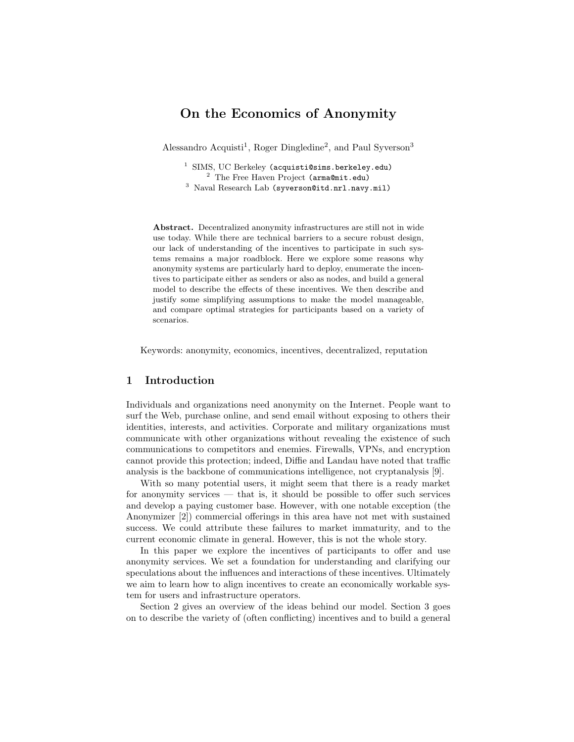# On the Economics of Anonymity

Alessandro Acquisti[1], Roger Dingledine[2], and Paul Syverson[3]

[1] SIMS, UC Berkeley (acquisti@sims.berkeley.edu)
[2] The Free Haven Project (arma@mit.edu)
[3] Naval Research Lab (syverson@itd.nrl.navy.mil)

**Abstract.** Decentralized anonymity infrastructures are still not in wide use today. While there are technical barriers to a secure robust design, our lack of understanding of the incentives to participate in such systems remains a major roadblock. Here we explore some reasons why anonymity systems are particularly hard to deploy, enumerate the incentives to participate either as senders or also as nodes, and build a general model to describe the effects of these incentives. We then describe and justify some simplifying assumptions to make the model manageable, and compare optimal strategies for participants based on a variety of scenarios.

Keywords: anonymity, economics, incentives, decentralized, reputation

## 1 Introduction

Individuals and organizations need anonymity on the Internet. People want to surf the Web, purchase online, and send email without exposing to others their identities, interests, and activities. Corporate and military organizations must communicate with other organizations without revealing the existence of such communications to competitors and enemies. Firewalls, VPNs, and encryption cannot provide this protection; indeed, Diffie and Landau have noted that traffic analysis is the backbone of communications intelligence, not cryptanalysis [9].

With so many potential users, it might seem that there is a ready market for anonymity services — that is, it should be possible to offer such services and develop a paying customer base. However, with one notable exception (the Anonymizer [2]) commercial offerings in this area have not met with sustained success. We could attribute these failures to market immaturity, and to the current economic climate in general. However, this is not the whole story.

In this paper we explore the incentives of participants to offer and use anonymity services. We set a foundation for understanding and clarifying our speculations about the influences and interactions of these incentives. Ultimately we aim to learn how to align incentives to create an economically workable system for users and infrastructure operators.

Section 2 gives an overview of the ideas behind our model. Section 3 goes on to describe the variety of (often conflicting) incentives and to build a general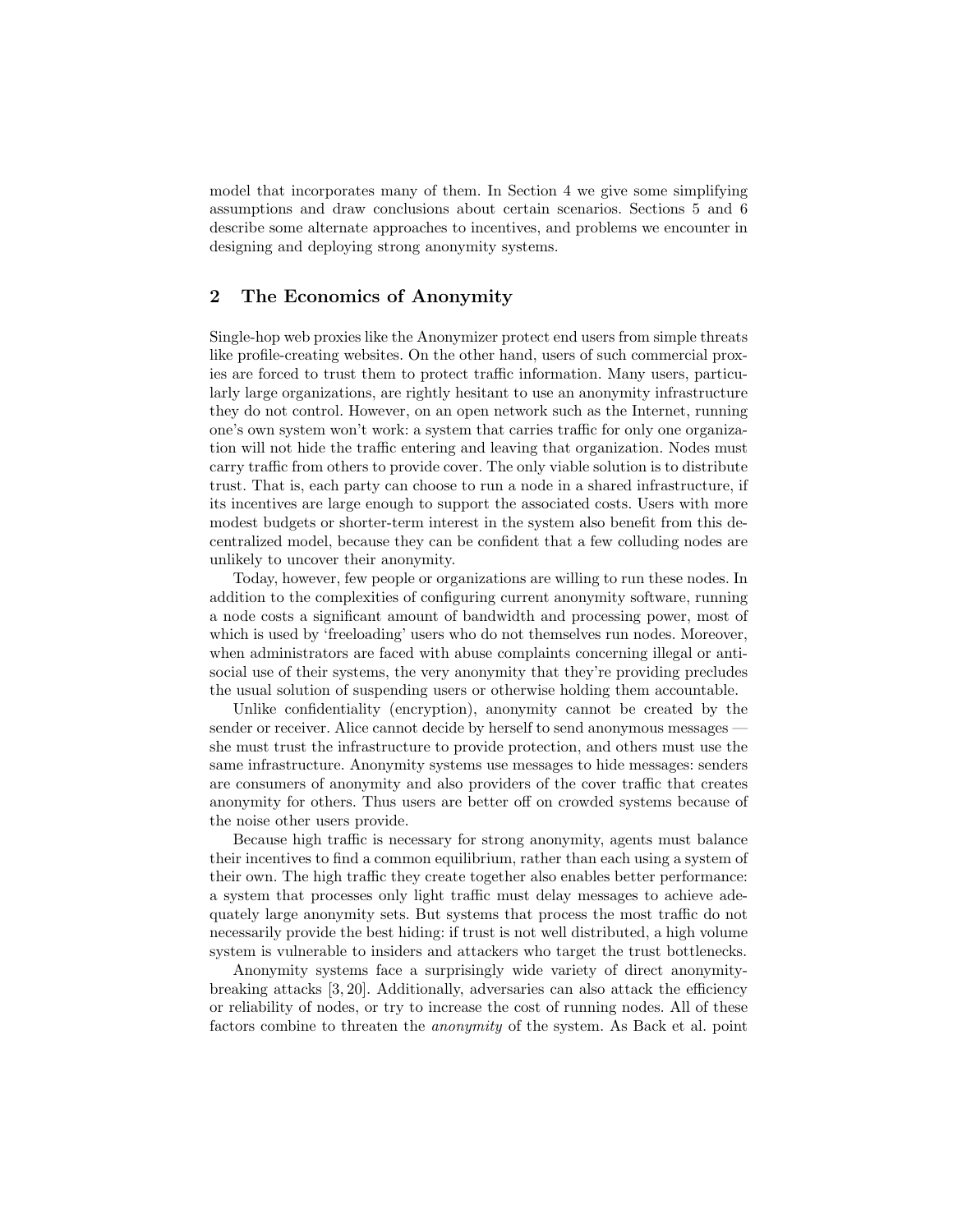model that incorporates many of them. In Section 4 we give some simplifying assumptions and draw conclusions about certain scenarios. Sections 5 and 6 describe some alternate approaches to incentives, and problems we encounter in designing and deploying strong anonymity systems.

## 2 The Economics of Anonymity

Single-hop web proxies like the Anonymizer protect end users from simple threats like profile-creating websites. On the other hand, users of such commercial proxies are forced to trust them to protect traffic information. Many users, particularly large organizations, are rightly hesitant to use an anonymity infrastructure they do not control. However, on an open network such as the Internet, running one's own system won't work: a system that carries traffic for only one organization will not hide the traffic entering and leaving that organization. Nodes must carry traffic from others to provide cover. The only viable solution is to distribute trust. That is, each party can choose to run a node in a shared infrastructure, if its incentives are large enough to support the associated costs. Users with more modest budgets or shorter-term interest in the system also benefit from this decentralized model, because they can be confident that a few colluding nodes are unlikely to uncover their anonymity.

Today, however, few people or organizations are willing to run these nodes. In addition to the complexities of configuring current anonymity software, running a node costs a significant amount of bandwidth and processing power, most of which is used by 'freeloading' users who do not themselves run nodes. Moreover, when administrators are faced with abuse complaints concerning illegal or antisocial use of their systems, the very anonymity that they're providing precludes the usual solution of suspending users or otherwise holding them accountable.

Unlike confidentiality (encryption), anonymity cannot be created by the sender or receiver. Alice cannot decide by herself to send anonymous messages — she must trust the infrastructure to provide protection, and others must use the same infrastructure. Anonymity systems use messages to hide messages: senders are consumers of anonymity and also providers of the cover traffic that creates anonymity for others. Thus users are better off on crowded systems because of the noise other users provide.

Because high traffic is necessary for strong anonymity, agents must balance their incentives to find a common equilibrium, rather than each using a system of their own. The high traffic they create together also enables better performance: a system that processes only light traffic must delay messages to achieve adequately large anonymity sets. But systems that process the most traffic do not necessarily provide the best hiding: if trust is not well distributed, a high volume system is vulnerable to insiders and attackers who target the trust bottlenecks.

Anonymity systems face a surprisingly wide variety of direct anonymity-breaking attacks [3, 20]. Additionally, adversaries can also attack the efficiency or reliability of nodes, or try to increase the cost of running nodes. All of these factors combine to threaten the *anonymity* of the system. As Back et al. point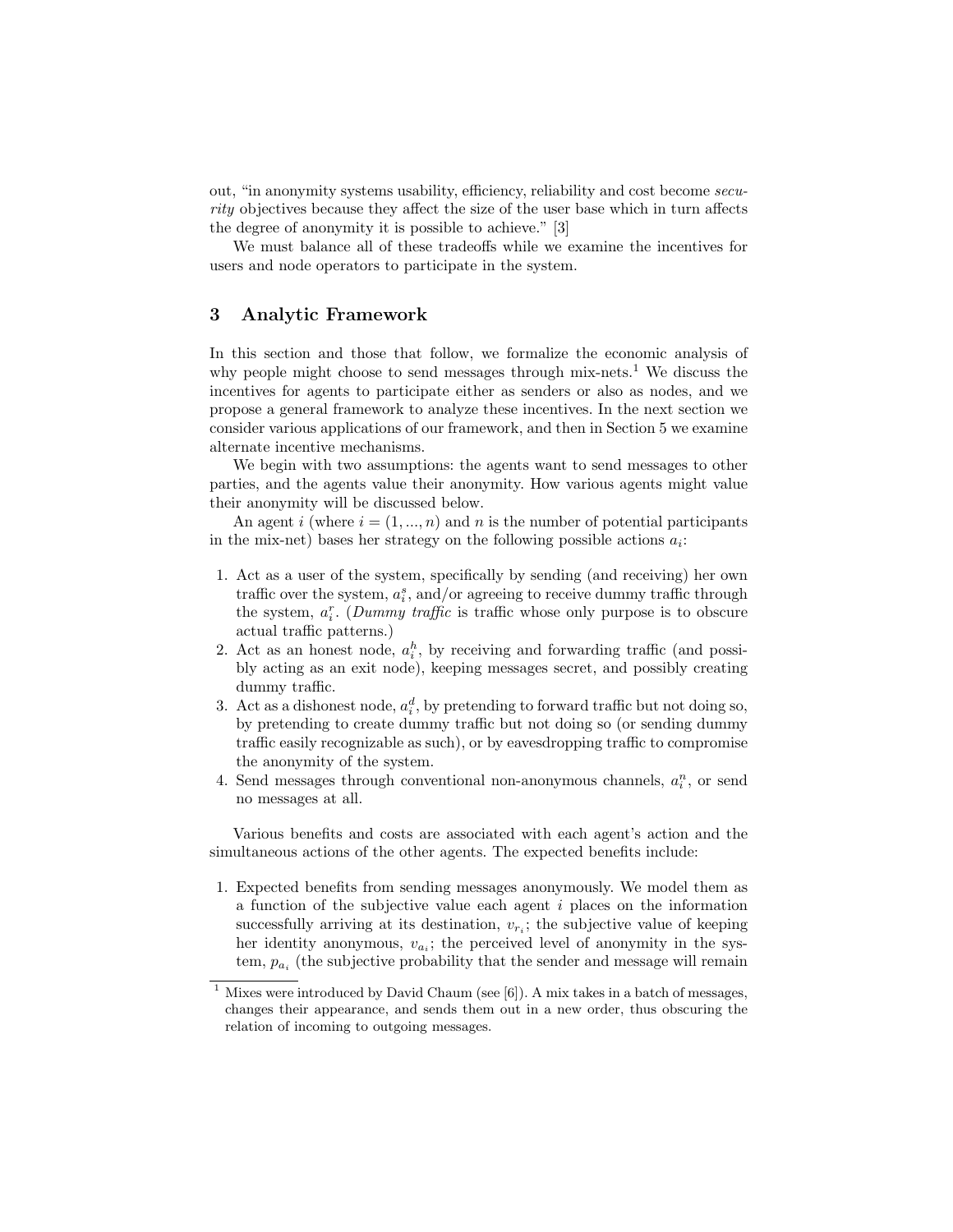out, "in anonymity systems usability, efficiency, reliability and cost become *security* objectives because they affect the size of the user base which in turn affects the degree of anonymity it is possible to achieve." [3]

We must balance all of these tradeoffs while we examine the incentives for users and node operators to participate in the system.

## 3 Analytic Framework

In this section and those that follow, we formalize the economic analysis of why people might choose to send messages through mix-nets.[1] We discuss the incentives for agents to participate either as senders or also as nodes, and we propose a general framework to analyze these incentives. In the next section we consider various applications of our framework, and then in Section 5 we examine alternate incentive mechanisms.

We begin with two assumptions: the agents want to send messages to other parties, and the agents value their anonymity. How various agents might value their anonymity will be discussed below.

An agent $i$ (where $i = (1, ..., n)$ and $n$ is the number of potential participants in the mix-net) bases her strategy on the following possible actions $a_i$:

1. Act as a user of the system, specifically by sending (and receiving) her own traffic over the system, $a_i^s$, and/or agreeing to receive dummy traffic through the system, $a_i^r$. (*Dummy traffic* is traffic whose only purpose is to obscure actual traffic patterns.)
2. Act as an honest node, $a_i^h$, by receiving and forwarding traffic (and possibly acting as an exit node), keeping messages secret, and possibly creating dummy traffic.
3. Act as a dishonest node, $a_i^d$, by pretending to forward traffic but not doing so, by pretending to create dummy traffic but not doing so (or sending dummy traffic easily recognizable as such), or by eavesdropping traffic to compromise the anonymity of the system.
4. Send messages through conventional non-anonymous channels, $a_i^n$, or send no messages at all.

Various benefits and costs are associated with each agent's action and the simultaneous actions of the other agents. The expected benefits include:

1. Expected benefits from sending messages anonymously. We model them as a function of the subjective value each agent $i$ places on the information successfully arriving at its destination, $v_{r_i}$; the subjective value of keeping her identity anonymous, $v_{a_i}$; the perceived level of anonymity in the system, $p_{a_i}$ (the subjective probability that the sender and message will remain

[1] Mixes were introduced by David Chaum (see [6]). A mix takes in a batch of messages, changes their appearance, and sends them out in a new order, thus obscuring the relation of incoming to outgoing messages.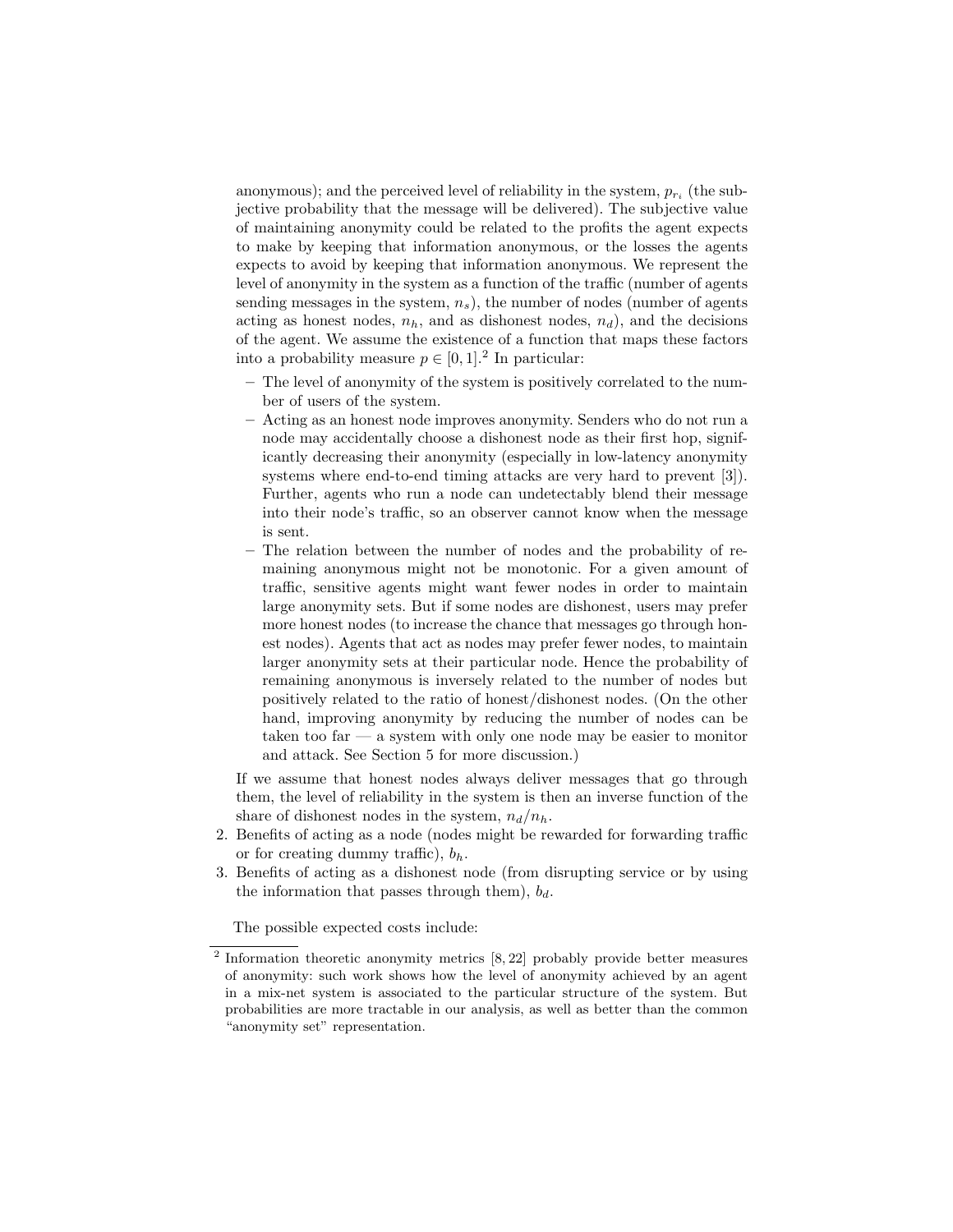anonymous); and the perceived level of reliability in the system, $p_{r_i}$ (the subjective probability that the message will be delivered). The subjective value of maintaining anonymity could be related to the profits the agent expects to make by keeping that information anonymous, or the losses the agents expects to avoid by keeping that information anonymous. We represent the level of anonymity in the system as a function of the traffic (number of agents sending messages in the system, $n_s$), the number of nodes (number of agents acting as honest nodes, $n_h$, and as dishonest nodes, $n_d$), and the decisions of the agent. We assume the existence of a function that maps these factors into a probability measure $p \in [0, 1]$.[2] In particular:

   - The level of anonymity of the system is positively correlated to the number of users of the system.
   - Acting as an honest node improves anonymity. Senders who do not run a node may accidentally choose a dishonest node as their first hop, significantly decreasing their anonymity (especially in low-latency anonymity systems where end-to-end timing attacks are very hard to prevent [3]). Further, agents who run a node can undetectably blend their message into their node's traffic, so an observer cannot know when the message is sent.
   - The relation between the number of nodes and the probability of remaining anonymous might not be monotonic. For a given amount of traffic, sensitive agents might want fewer nodes in order to maintain large anonymity sets. But if some nodes are dishonest, users may prefer more honest nodes (to increase the chance that messages go through honest nodes). Agents that act as nodes may prefer fewer nodes, to maintain larger anonymity sets at their particular node. Hence the probability of remaining anonymous is inversely related to the number of nodes but positively related to the ratio of honest/dishonest nodes. (On the other hand, improving anonymity by reducing the number of nodes can be taken too far — a system with only one node may be easier to monitor and attack. See Section 5 for more discussion.)

   If we assume that honest nodes always deliver messages that go through them, the level of reliability in the system is then an inverse function of the share of dishonest nodes in the system, $n_d/n_h$.

2. Benefits of acting as a node (nodes might be rewarded for forwarding traffic or for creating dummy traffic), $b_h$.
3. Benefits of acting as a dishonest node (from disrupting service or by using the information that passes through them), $b_d$.

The possible expected costs include:

[2] Information theoretic anonymity metrics [8, 22] probably provide better measures of anonymity: such work shows how the level of anonymity achieved by an agent in a mix-net system is associated to the particular structure of the system. But probabilities are more tractable in our analysis, as well as better than the common "anonymity set" representation.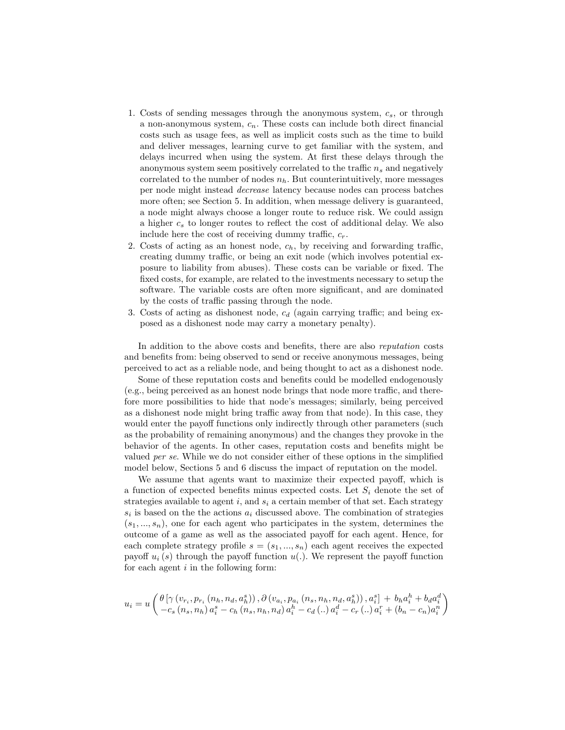1. Costs of sending messages through the anonymous system, $c_s$, or through a non-anonymous system, $c_n$. These costs can include both direct financial costs such as usage fees, as well as implicit costs such as the time to build and deliver messages, learning curve to get familiar with the system, and delays incurred when using the system. At first these delays through the anonymous system seem positively correlated to the traffic $n_s$ and negatively correlated to the number of nodes $n_h$. But counterintuitively, more messages per node might instead *decrease* latency because nodes can process batches more often; see Section 5. In addition, when message delivery is guaranteed, a node might always choose a longer route to reduce risk. We could assign a higher $c_s$ to longer routes to reflect the cost of additional delay. We also include here the cost of receiving dummy traffic, $c_r$.
2. Costs of acting as an honest node, $c_h$, by receiving and forwarding traffic, creating dummy traffic, or being an exit node (which involves potential exposure to liability from abuses). These costs can be variable or fixed. The fixed costs, for example, are related to the investments necessary to setup the software. The variable costs are often more significant, and are dominated by the costs of traffic passing through the node.
3. Costs of acting as dishonest node, $c_d$ (again carrying traffic; and being exposed as a dishonest node may carry a monetary penalty).

In addition to the above costs and benefits, there are also *reputation* costs and benefits from: being observed to send or receive anonymous messages, being perceived to act as a reliable node, and being thought to act as a dishonest node.

Some of these reputation costs and benefits could be modelled endogenously (e.g., being perceived as an honest node brings that node more traffic, and therefore more possibilities to hide that node's messages; similarly, being perceived as a dishonest node might bring traffic away from that node). In this case, they would enter the payoff functions only indirectly through other parameters (such as the probability of remaining anonymous) and the changes they provoke in the behavior of the agents. In other cases, reputation costs and benefits might be valued *per se*. While we do not consider either of these options in the simplified model below, Sections 5 and 6 discuss the impact of reputation on the model.

We assume that agents want to maximize their expected payoff, which is a function of expected benefits minus expected costs. Let $S_i$ denote the set of strategies available to agent $i$, and $s_i$ a certain member of that set. Each strategy $s_i$ is based on the the actions $a_i$ discussed above. The combination of strategies $(s_1, ..., s_n)$, one for each agent who participates in the system, determines the outcome of a game as well as the associated payoff for each agent. Hence, for each complete strategy profile $s = (s_1, ..., s_n)$ each agent receives the expected payoff $u_i(s)$ through the payoff function $u(.)$. We represent the payoff function for each agent $i$ in the following form:

$$u_i = u \begin{pmatrix} \theta \left[ \gamma \left( v_{r_i}, p_{r_i} \left( n_h, n_d, a_h^s \right) \right), \partial \left( v_{a_i}, p_{a_i} \left( n_s, n_h, n_d, a_h^s \right) \right), a_i^s \right] + b_h a_i^h + b_d a_i^d \\ -c_s \left( n_s, n_h \right) a_i^s - c_h \left( n_s, n_h, n_d \right) a_i^h - c_d \left( .. \right) a_i^d - c_r \left( .. \right) a_i^r + (b_n - c_n) a_i^n \end{pmatrix}$$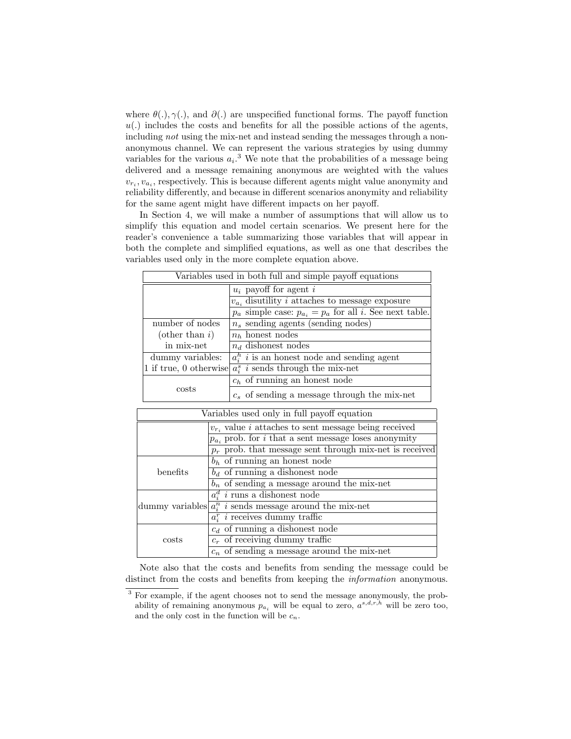where $\theta(.), \gamma(.)$, and $\partial(.)$ are unspecified functional forms. The payoff function $u(.)$ includes the costs and benefits for all the possible actions of the agents, including *not* using the mix-net and instead sending the messages through a non-anonymous channel. We can represent the various strategies by using dummy variables for the various $a_i$.[3] We note that the probabilities of a message being delivered and a message remaining anonymous are weighted with the values $v_{r_i}, v_{a_i}$, respectively. This is because different agents might value anonymity and reliability differently, and because in different scenarios anonymity and reliability for the same agent might have different impacts on her payoff.

In Section 4, we will make a number of assumptions that will allow us to simplify this equation and model certain scenarios. We present here for the reader's convenience a table summarizing those variables that will appear in both the complete and simplified equations, as well as one that describes the variables used only in the more complete equation above.

| Variables used in both full and simple payoff equations | |
|---|---|
| | $u_i$ payoff for agent $i$ |
| | $v_{a_i}$ disutility $i$ attaches to message exposure |
| | $p_a$ simple case: $p_{a_i} = p_a$ for all $i$. See next table. |
| number of nodes (other than $i$) in mix-net | $n_s$ sending agents (sending nodes) |
| | $n_h$ honest nodes |
| | $n_d$ dishonest nodes |
| dummy variables: 1 if true, 0 otherwise | $a_i^h$ $i$ is an honest node and sending agent |
| | $a_i^s$ $i$ sends through the mix-net |
| costs | $c_h$ of running an honest node |
| | $c_s$ of sending a message through the mix-net |

| Variables used only in full payoff equation | |
|---|---|
| | $v_{r_i}$ value $i$ attaches to sent message being received |
| | $p_{a_i}$ prob. for $i$ that a sent message loses anonymity |
| | $p_r$ prob. that message sent through mix-net is received |
| benefits | $b_h$ of running an honest node |
| | $b_d$ of running a dishonest node |
| | $b_n$ of sending a message around the mix-net |
| dummy variables | $a_i^d$ $i$ runs a dishonest node |
| | $a_i^n$ $i$ sends message around the mix-net |
| | $a_i^r$ $i$ receives dummy traffic |
| costs | $c_d$ of running a dishonest node |
| | $c_r$ of receiving dummy traffic |
| | $c_n$ of sending a message around the mix-net |

Note also that the costs and benefits from sending the message could be distinct from the costs and benefits from keeping the *information* anonymous.

[3] For example, if the agent chooses not to send the message anonymously, the probability of remaining anonymous $p_{a_i}$ will be equal to zero, $a^{s,d,r,h}$ will be zero too, and the only cost in the function will be $c_n$.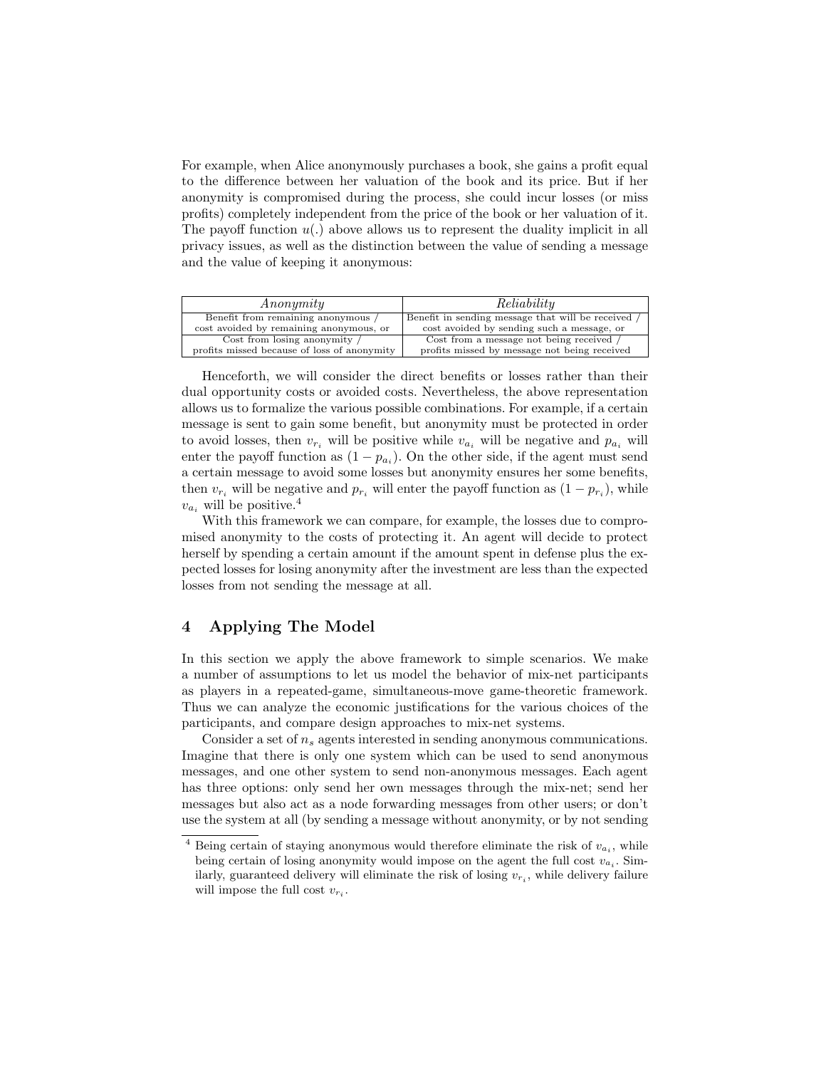For example, when Alice anonymously purchases a book, she gains a profit equal to the difference between her valuation of the book and its price. But if her anonymity is compromised during the process, she could incur losses (or miss profits) completely independent from the price of the book or her valuation of it. The payoff function $u(.)$ above allows us to represent the duality implicit in all privacy issues, as well as the distinction between the value of sending a message and the value of keeping it anonymous:

| *Anonymity* | *Reliability* |
|---|---|
| Benefit from remaining anonymous / cost avoided by remaining anonymous, or | Benefit in sending message that will be received / cost avoided by sending such a message, or |
| Cost from losing anonymity / profits missed because of loss of anonymity | Cost from a message not being received / profits missed by message not being received |

Henceforth, we will consider the direct benefits or losses rather than their dual opportunity costs or avoided costs. Nevertheless, the above representation allows us to formalize the various possible combinations. For example, if a certain message is sent to gain some benefit, but anonymity must be protected in order to avoid losses, then $v_{r_i}$ will be positive while $v_{a_i}$ will be negative and $p_{a_i}$ will enter the payoff function as $(1 - p_{a_i})$. On the other side, if the agent must send a certain message to avoid some losses but anonymity ensures her some benefits, then $v_{r_i}$ will be negative and $p_{r_i}$ will enter the payoff function as $(1 - p_{r_i})$, while $v_{a_i}$ will be positive.[4]

With this framework we can compare, for example, the losses due to compromised anonymity to the costs of protecting it. An agent will decide to protect herself by spending a certain amount if the amount spent in defense plus the expected losses for losing anonymity after the investment are less than the expected losses from not sending the message at all.

## 4 Applying The Model

In this section we apply the above framework to simple scenarios. We make a number of assumptions to let us model the behavior of mix-net participants as players in a repeated-game, simultaneous-move game-theoretic framework. Thus we can analyze the economic justifications for the various choices of the participants, and compare design approaches to mix-net systems.

Consider a set of $n_s$ agents interested in sending anonymous communications. Imagine that there is only one system which can be used to send anonymous messages, and one other system to send non-anonymous messages. Each agent has three options: only send her own messages through the mix-net; send her messages but also act as a node forwarding messages from other users; or don't use the system at all (by sending a message without anonymity, or by not sending

[4] Being certain of staying anonymous would therefore eliminate the risk of $v_{a_i}$, while being certain of losing anonymity would impose on the agent the full cost $v_{a_i}$. Similarly, guaranteed delivery will eliminate the risk of losing $v_{r_i}$, while delivery failure will impose the full cost $v_{r_i}$.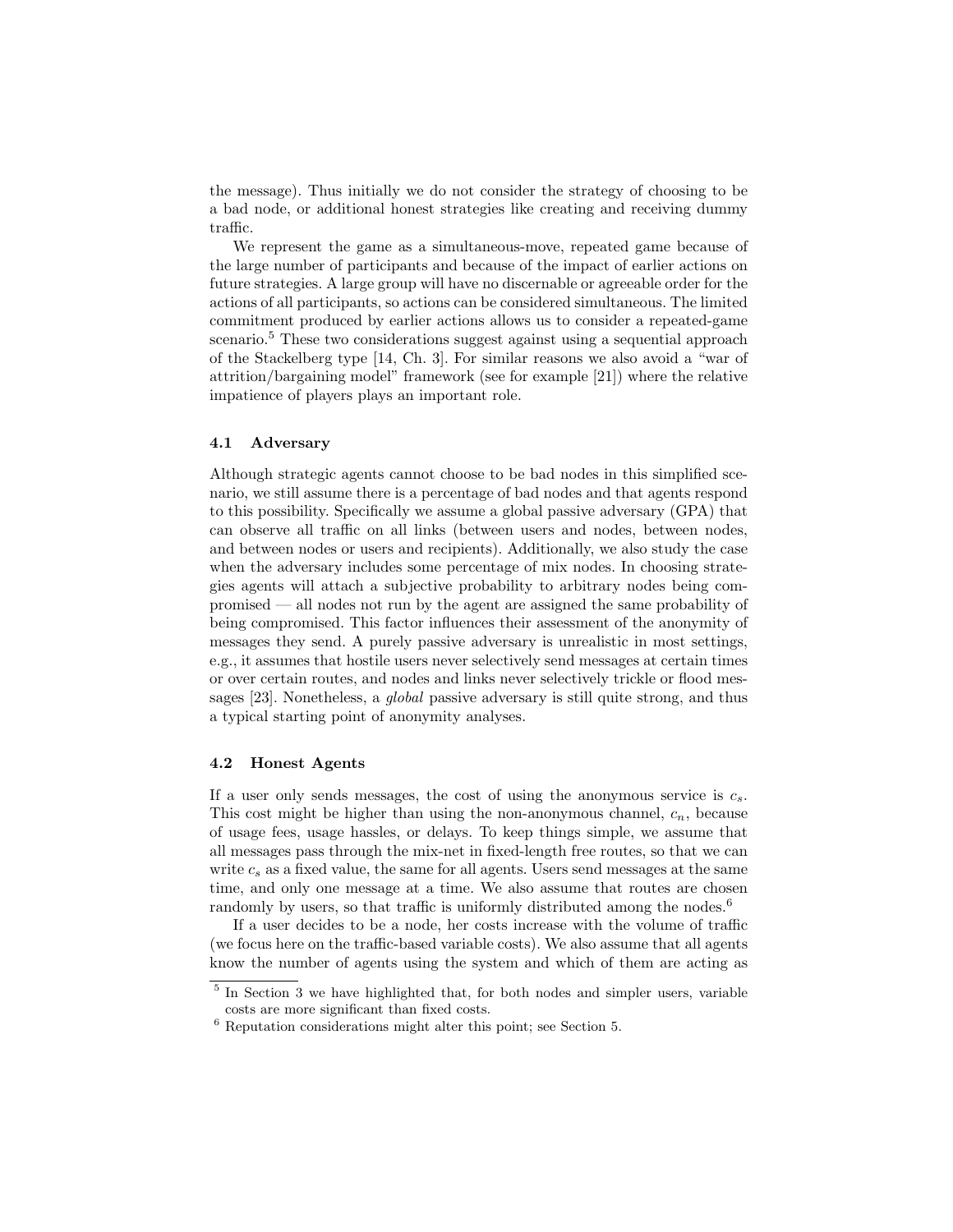the message). Thus initially we do not consider the strategy of choosing to be a bad node, or additional honest strategies like creating and receiving dummy traffic.

We represent the game as a simultaneous-move, repeated game because of the large number of participants and because of the impact of earlier actions on future strategies. A large group will have no discernable or agreeable order for the actions of all participants, so actions can be considered simultaneous. The limited commitment produced by earlier actions allows us to consider a repeated-game scenario.[5] These two considerations suggest against using a sequential approach of the Stackelberg type [14, Ch. 3]. For similar reasons we also avoid a "war of attrition/bargaining model" framework (see for example [21]) where the relative impatience of players plays an important role.

### 4.1 Adversary

Although strategic agents cannot choose to be bad nodes in this simplified scenario, we still assume there is a percentage of bad nodes and that agents respond to this possibility. Specifically we assume a global passive adversary (GPA) that can observe all traffic on all links (between users and nodes, between nodes, and between nodes or users and recipients). Additionally, we also study the case when the adversary includes some percentage of mix nodes. In choosing strategies agents will attach a subjective probability to arbitrary nodes being compromised — all nodes not run by the agent are assigned the same probability of being compromised. This factor influences their assessment of the anonymity of messages they send. A purely passive adversary is unrealistic in most settings, e.g., it assumes that hostile users never selectively send messages at certain times or over certain routes, and nodes and links never selectively trickle or flood messages [23]. Nonetheless, a *global* passive adversary is still quite strong, and thus a typical starting point of anonymity analyses.

### 4.2 Honest Agents

If a user only sends messages, the cost of using the anonymous service is $c_s$. This cost might be higher than using the non-anonymous channel, $c_n$, because of usage fees, usage hassles, or delays. To keep things simple, we assume that all messages pass through the mix-net in fixed-length free routes, so that we can write $c_s$ as a fixed value, the same for all agents. Users send messages at the same time, and only one message at a time. We also assume that routes are chosen randomly by users, so that traffic is uniformly distributed among the nodes.[6]

If a user decides to be a node, her costs increase with the volume of traffic (we focus here on the traffic-based variable costs). We also assume that all agents know the number of agents using the system and which of them are acting as

[5] In Section 3 we have highlighted that, for both nodes and simpler users, variable costs are more significant than fixed costs.

[6] Reputation considerations might alter this point; see Section 5.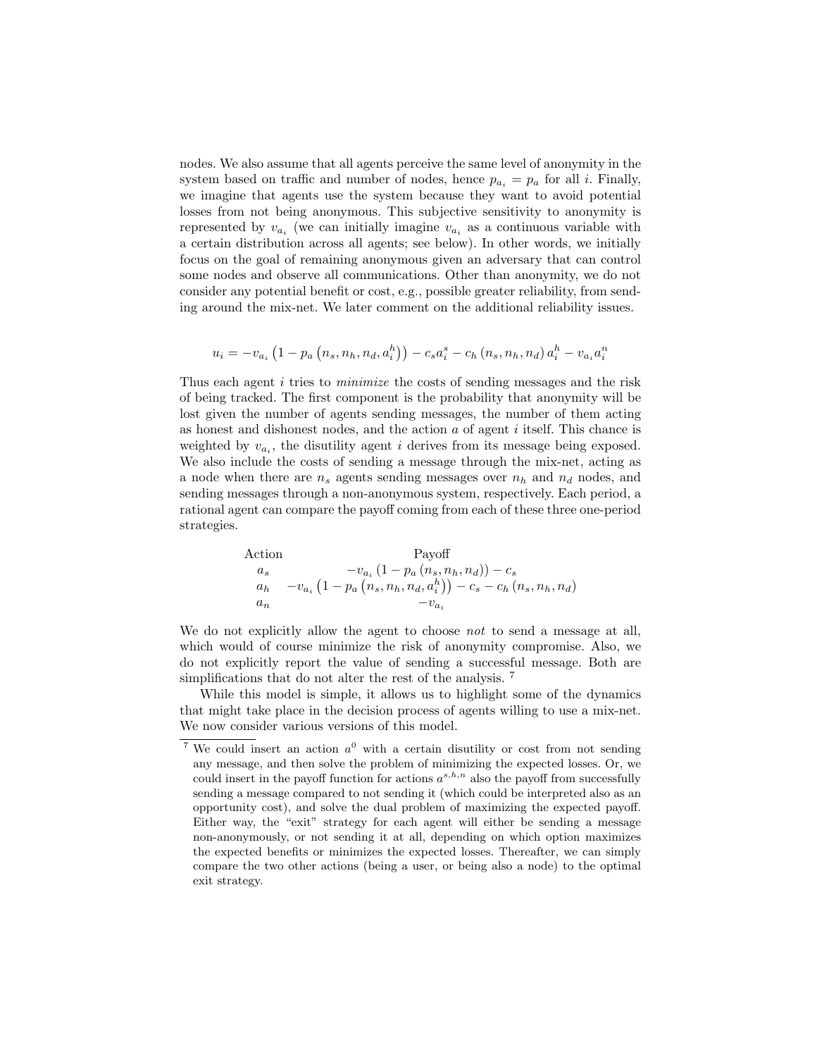nodes. We also assume that all agents perceive the same level of anonymity in the system based on traffic and number of nodes, hence $p_{a_i} = p_a$ for all $i$. Finally, we imagine that agents use the system because they want to avoid potential losses from not being anonymous. This subjective sensitivity to anonymity is represented by $v_{a_i}$ (we can initially imagine $v_{a_i}$ as a continuous variable with a certain distribution across all agents; see below). In other words, we initially focus on the goal of remaining anonymous given an adversary that can control some nodes and observe all communications. Other than anonymity, we do not consider any potential benefit or cost, e.g., possible greater reliability, from sending around the mix-net. We later comment on the additional reliability issues.

$$u_i = -v_{a_i}\left(1 - p_a\left(n_s, n_h, n_d, a_i^h\right)\right) - c_s a_i^s - c_h\left(n_s, n_h, n_d\right) a_i^h - v_{a_i} a_i^n$$

Thus each agent $i$ tries to *minimize* the costs of sending messages and the risk of being tracked. The first component is the probability that anonymity will be lost given the number of agents sending messages, the number of them acting as honest and dishonest nodes, and the action $a$ of agent $i$ itself. This chance is weighted by $v_{a_i}$, the disutility agent $i$ derives from its message being exposed. We also include the costs of sending a message through the mix-net, acting as a node when there are $n_s$ agents sending messages over $n_h$ and $n_d$ nodes, and sending messages through a non-anonymous system, respectively. Each period, a rational agent can compare the payoff coming from each of these three one-period strategies.

| Action | Payoff |
|---|---|
| $a_s$ | $-v_{a_i}\left(1 - p_a\left(n_s, n_h, n_d\right)\right) - c_s$ |
| $a_h$ | $-v_{a_i}\left(1 - p_a\left(n_s, n_h, n_d, a_i^h\right)\right) - c_s - c_h\left(n_s, n_h, n_d\right)$ |
| $a_n$ | $-v_{a_i}$ |

We do not explicitly allow the agent to choose *not* to send a message at all, which would of course minimize the risk of anonymity compromise. Also, we do not explicitly report the value of sending a successful message. Both are simplifications that do not alter the rest of the analysis. [7]

While this model is simple, it allows us to highlight some of the dynamics that might take place in the decision process of agents willing to use a mix-net. We now consider various versions of this model.

[7] We could insert an action $a^0$ with a certain disutility or cost from not sending any message, and then solve the problem of minimizing the expected losses. Or, we could insert in the payoff function for actions $a^{s,h,n}$ also the payoff from successfully sending a message compared to not sending it (which could be interpreted also as an opportunity cost), and solve the dual problem of maximizing the expected payoff. Either way, the "exit" strategy for each agent will either be sending a message non-anonymously, or not sending it at all, depending on which option maximizes the expected benefits or minimizes the expected losses. Thereafter, we can simply compare the two other actions (being a user, or being also a node) to the optimal exit strategy.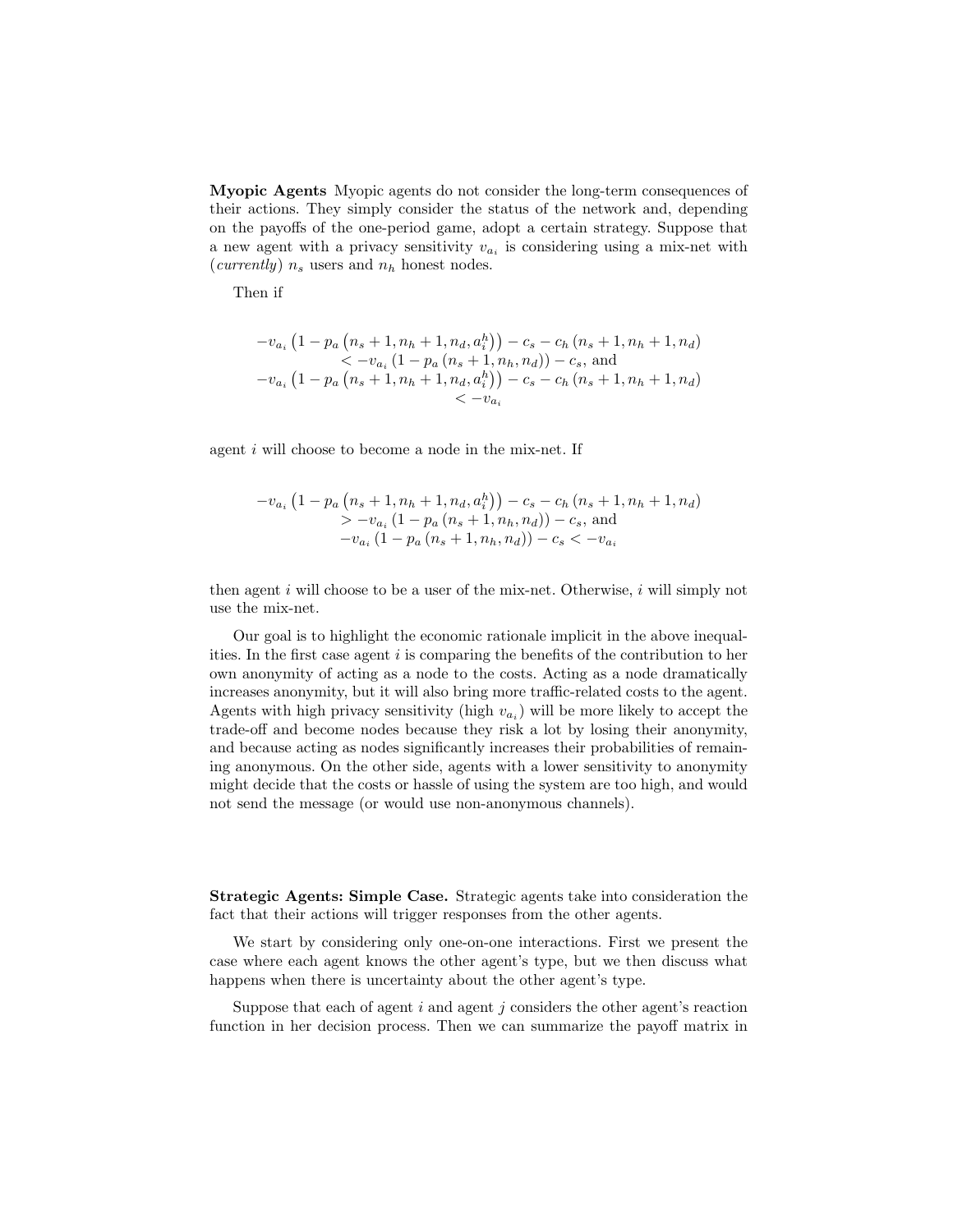**Myopic Agents** Myopic agents do not consider the long-term consequences of their actions. They simply consider the status of the network and, depending on the payoffs of the one-period game, adopt a certain strategy. Suppose that a new agent with a privacy sensitivity $v_{a_i}$ is considering using a mix-net with (*currently*) $n_s$ users and $n_h$ honest nodes.

Then if

$$
\begin{gathered}
-v_{a_i}\left(1-p_a\left(n_s+1,n_h+1,n_d,a_i^h\right)\right)-c_s-c_h\left(n_s+1,n_h+1,n_d\right) \\
< -v_{a_i}\left(1-p_a\left(n_s+1,n_h,n_d\right)\right)-c_s, \text{ and} \\
-v_{a_i}\left(1-p_a\left(n_s+1,n_h+1,n_d,a_i^h\right)\right)-c_s-c_h\left(n_s+1,n_h+1,n_d\right) \\
< -v_{a_i}
\end{gathered}
$$

agent $i$ will choose to become a node in the mix-net. If

$$
\begin{gathered}
-v_{a_i}\left(1-p_a\left(n_s+1,n_h+1,n_d,a_i^h\right)\right)-c_s-c_h\left(n_s+1,n_h+1,n_d\right) \\
> -v_{a_i}\left(1-p_a\left(n_s+1,n_h,n_d\right)\right)-c_s, \text{ and} \\
-v_{a_i}\left(1-p_a\left(n_s+1,n_h,n_d\right)\right)-c_s < -v_{a_i}
\end{gathered}
$$

then agent $i$ will choose to be a user of the mix-net. Otherwise, $i$ will simply not use the mix-net.

Our goal is to highlight the economic rationale implicit in the above inequalities. In the first case agent $i$ is comparing the benefits of the contribution to her own anonymity of acting as a node to the costs. Acting as a node dramatically increases anonymity, but it will also bring more traffic-related costs to the agent. Agents with high privacy sensitivity (high $v_{a_i}$) will be more likely to accept the trade-off and become nodes because they risk a lot by losing their anonymity, and because acting as nodes significantly increases their probabilities of remaining anonymous. On the other side, agents with a lower sensitivity to anonymity might decide that the costs or hassle of using the system are too high, and would not send the message (or would use non-anonymous channels).

**Strategic Agents: Simple Case.** Strategic agents take into consideration the fact that their actions will trigger responses from the other agents.

We start by considering only one-on-one interactions. First we present the case where each agent knows the other agent's type, but we then discuss what happens when there is uncertainty about the other agent's type.

Suppose that each of agent $i$ and agent $j$ considers the other agent's reaction function in her decision process. Then we can summarize the payoff matrix in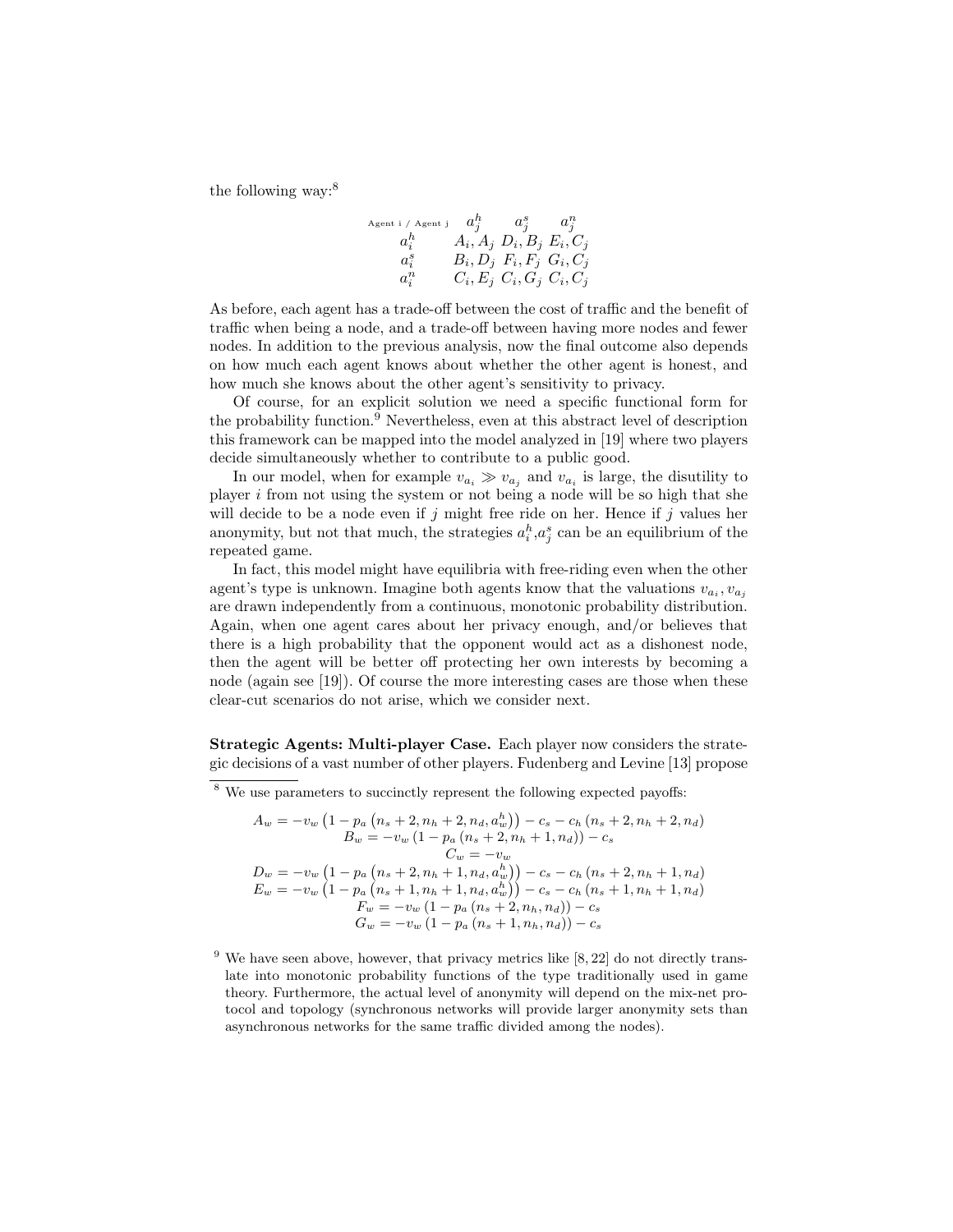the following way:[8]

| Agent i / Agent j | $a_j^h$ | $a_j^s$ | $a_j^n$ |
|---|---|---|---|
| $a_i^h$ | $A_i, A_j$ | $D_i, B_j$ | $E_i, C_j$ |
| $a_i^s$ | $B_i, D_j$ | $F_i, F_j$ | $G_i, C_j$ |
| $a_i^n$ | $C_i, E_j$ | $C_i, G_j$ | $C_i, C_j$ |

As before, each agent has a trade-off between the cost of traffic and the benefit of traffic when being a node, and a trade-off between having more nodes and fewer nodes. In addition to the previous analysis, now the final outcome also depends on how much each agent knows about whether the other agent is honest, and how much she knows about the other agent's sensitivity to privacy.

Of course, for an explicit solution we need a specific functional form for the probability function.[9] Nevertheless, even at this abstract level of description this framework can be mapped into the model analyzed in [19] where two players decide simultaneously whether to contribute to a public good.

In our model, when for example $v_{a_i} \gg v_{a_j}$ and $v_{a_i}$ is large, the disutility to player $i$ from not using the system or not being a node will be so high that she will decide to be a node even if $j$ might free ride on her. Hence if $j$ values her anonymity, but not that much, the strategies $a_i^h$,$a_j^s$ can be an equilibrium of the repeated game.

In fact, this model might have equilibria with free-riding even when the other agent's type is unknown. Imagine both agents know that the valuations $v_{a_i}, v_{a_j}$ are drawn independently from a continuous, monotonic probability distribution. Again, when one agent cares about her privacy enough, and/or believes that there is a high probability that the opponent would act as a dishonest node, then the agent will be better off protecting her own interests by becoming a node (again see [19]). Of course the more interesting cases are those when these clear-cut scenarios do not arise, which we consider next.

**Strategic Agents: Multi-player Case.** Each player now considers the strategic decisions of a vast number of other players. Fudenberg and Levine [13] propose

---

[8] We use parameters to succinctly represent the following expected payoffs:

$$A_w = -v_w \left(1 - p_a \left(n_s + 2, n_h + 2, n_d, a_w^h\right)\right) - c_s - c_h \left(n_s + 2, n_h + 2, n_d\right)$$
$$B_w = -v_w \left(1 - p_a \left(n_s + 2, n_h + 1, n_d\right)\right) - c_s$$
$$C_w = -v_w$$
$$D_w = -v_w \left(1 - p_a \left(n_s + 2, n_h + 1, n_d, a_w^h\right)\right) - c_s - c_h \left(n_s + 2, n_h + 1, n_d\right)$$
$$E_w = -v_w \left(1 - p_a \left(n_s + 1, n_h + 1, n_d, a_w^h\right)\right) - c_s - c_h \left(n_s + 1, n_h + 1, n_d\right)$$
$$F_w = -v_w \left(1 - p_a \left(n_s + 2, n_h, n_d\right)\right) - c_s$$
$$G_w = -v_w \left(1 - p_a \left(n_s + 1, n_h, n_d\right)\right) - c_s$$

[9] We have seen above, however, that privacy metrics like [8, 22] do not directly translate into monotonic probability functions of the type traditionally used in game theory. Furthermore, the actual level of anonymity will depend on the mix-net protocol and topology (synchronous networks will provide larger anonymity sets than asynchronous networks for the same traffic divided among the nodes).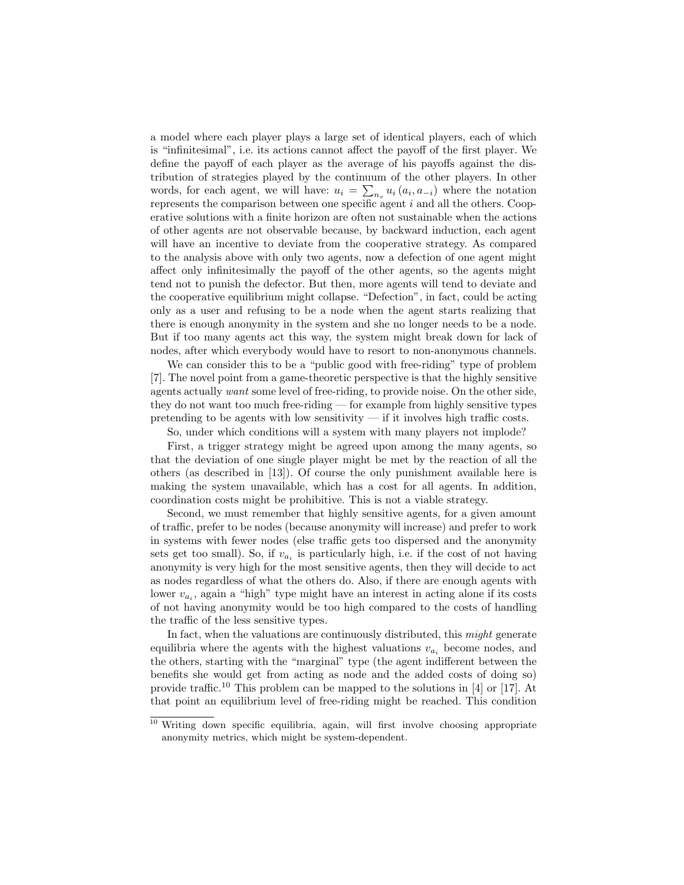a model where each player plays a large set of identical players, each of which is "infinitesimal", i.e. its actions cannot affect the payoff of the first player. We define the payoff of each player as the average of his payoffs against the distribution of strategies played by the continuum of the other players. In other words, for each agent, we will have: $u_i = \sum_{n_s} u_i(a_i, a_{-i})$ where the notation represents the comparison between one specific agent $i$ and all the others. Cooperative solutions with a finite horizon are often not sustainable when the actions of other agents are not observable because, by backward induction, each agent will have an incentive to deviate from the cooperative strategy. As compared to the analysis above with only two agents, now a defection of one agent might affect only infinitesimally the payoff of the other agents, so the agents might tend not to punish the defector. But then, more agents will tend to deviate and the cooperative equilibrium might collapse. "Defection", in fact, could be acting only as a user and refusing to be a node when the agent starts realizing that there is enough anonymity in the system and she no longer needs to be a node. But if too many agents act this way, the system might break down for lack of nodes, after which everybody would have to resort to non-anonymous channels.

We can consider this to be a "public good with free-riding" type of problem [7]. The novel point from a game-theoretic perspective is that the highly sensitive agents actually *want* some level of free-riding, to provide noise. On the other side, they do not want too much free-riding — for example from highly sensitive types pretending to be agents with low sensitivity — if it involves high traffic costs.

So, under which conditions will a system with many players not implode?

First, a trigger strategy might be agreed upon among the many agents, so that the deviation of one single player might be met by the reaction of all the others (as described in [13]). Of course the only punishment available here is making the system unavailable, which has a cost for all agents. In addition, coordination costs might be prohibitive. This is not a viable strategy.

Second, we must remember that highly sensitive agents, for a given amount of traffic, prefer to be nodes (because anonymity will increase) and prefer to work in systems with fewer nodes (else traffic gets too dispersed and the anonymity sets get too small). So, if $v_{a_i}$ is particularly high, i.e. if the cost of not having anonymity is very high for the most sensitive agents, then they will decide to act as nodes regardless of what the others do. Also, if there are enough agents with lower $v_{a_i}$, again a "high" type might have an interest in acting alone if its costs of not having anonymity would be too high compared to the costs of handling the traffic of the less sensitive types.

In fact, when the valuations are continuously distributed, this *might* generate equilibria where the agents with the highest valuations $v_{a_i}$ become nodes, and the others, starting with the "marginal" type (the agent indifferent between the benefits she would get from acting as node and the added costs of doing so) provide traffic.[10] This problem can be mapped to the solutions in [4] or [17]. At that point an equilibrium level of free-riding might be reached. This condition

[10] Writing down specific equilibria, again, will first involve choosing appropriate anonymity metrics, which might be system-dependent.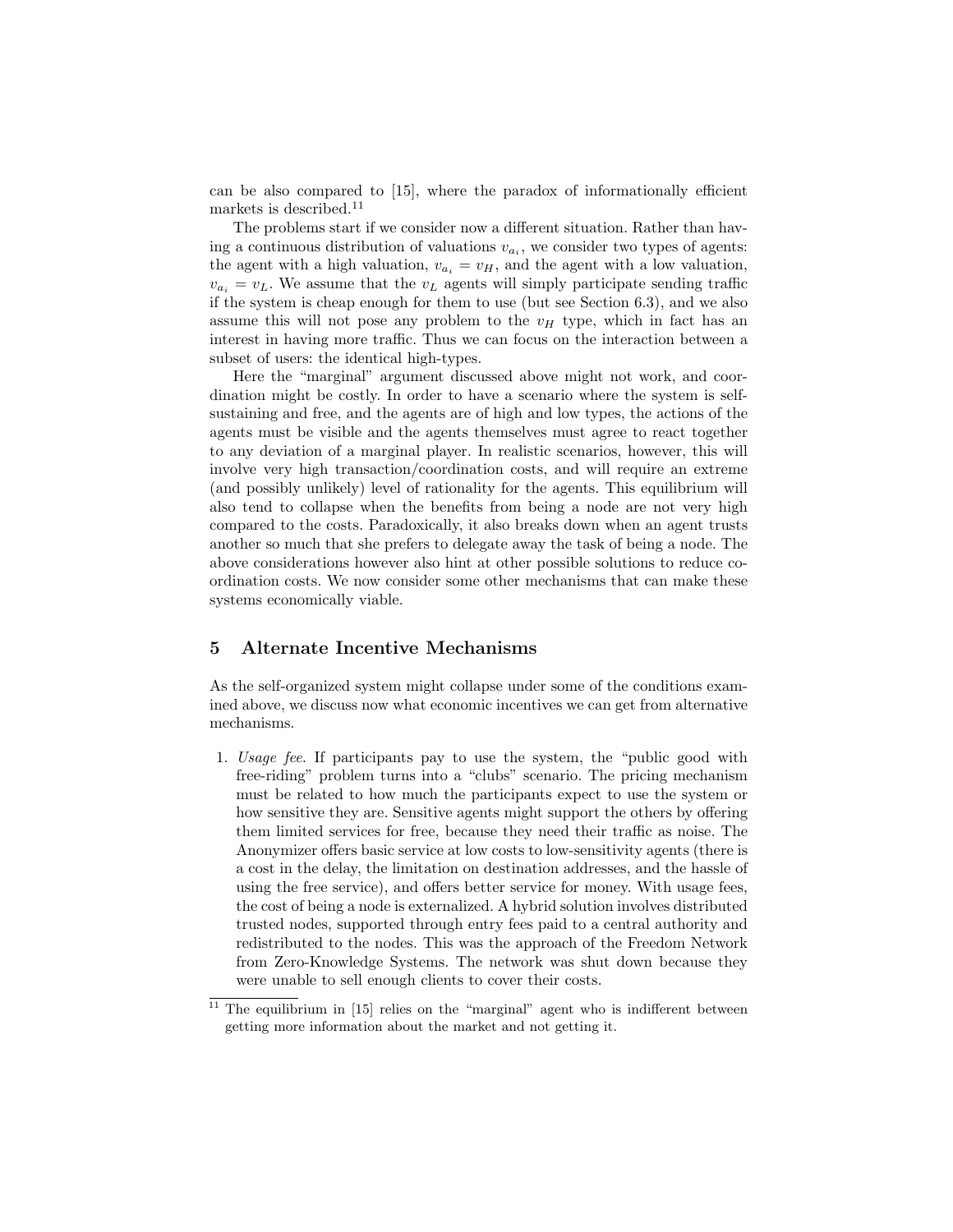can be also compared to [15], where the paradox of informationally efficient markets is described.[11]

The problems start if we consider now a different situation. Rather than having a continuous distribution of valuations $v_{a_i}$, we consider two types of agents: the agent with a high valuation, $v_{a_i} = v_H$, and the agent with a low valuation, $v_{a_i} = v_L$. We assume that the $v_L$ agents will simply participate sending traffic if the system is cheap enough for them to use (but see Section 6.3), and we also assume this will not pose any problem to the $v_H$ type, which in fact has an interest in having more traffic. Thus we can focus on the interaction between a subset of users: the identical high-types.

Here the "marginal" argument discussed above might not work, and coordination might be costly. In order to have a scenario where the system is self-sustaining and free, and the agents are of high and low types, the actions of the agents must be visible and the agents themselves must agree to react together to any deviation of a marginal player. In realistic scenarios, however, this will involve very high transaction/coordination costs, and will require an extreme (and possibly unlikely) level of rationality for the agents. This equilibrium will also tend to collapse when the benefits from being a node are not very high compared to the costs. Paradoxically, it also breaks down when an agent trusts another so much that she prefers to delegate away the task of being a node. The above considerations however also hint at other possible solutions to reduce coordination costs. We now consider some other mechanisms that can make these systems economically viable.

## 5 Alternate Incentive Mechanisms

As the self-organized system might collapse under some of the conditions examined above, we discuss now what economic incentives we can get from alternative mechanisms.

1. *Usage fee*. If participants pay to use the system, the "public good with free-riding" problem turns into a "clubs" scenario. The pricing mechanism must be related to how much the participants expect to use the system or how sensitive they are. Sensitive agents might support the others by offering them limited services for free, because they need their traffic as noise. The Anonymizer offers basic service at low costs to low-sensitivity agents (there is a cost in the delay, the limitation on destination addresses, and the hassle of using the free service), and offers better service for money. With usage fees, the cost of being a node is externalized. A hybrid solution involves distributed trusted nodes, supported through entry fees paid to a central authority and redistributed to the nodes. This was the approach of the Freedom Network from Zero-Knowledge Systems. The network was shut down because they were unable to sell enough clients to cover their costs.

[11] The equilibrium in [15] relies on the "marginal" agent who is indifferent between getting more information about the market and not getting it.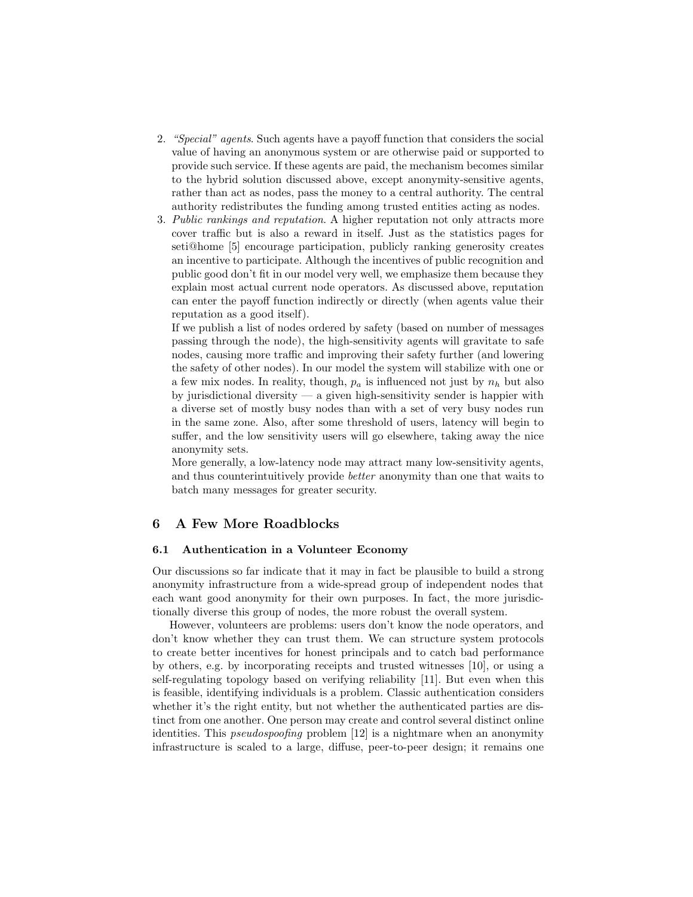2. *"Special" agents*. Such agents have a payoff function that considers the social value of having an anonymous system or are otherwise paid or supported to provide such service. If these agents are paid, the mechanism becomes similar to the hybrid solution discussed above, except anonymity-sensitive agents, rather than act as nodes, pass the money to a central authority. The central authority redistributes the funding among trusted entities acting as nodes.
3. *Public rankings and reputation.* A higher reputation not only attracts more cover traffic but is also a reward in itself. Just as the statistics pages for seti@home [5] encourage participation, publicly ranking generosity creates an incentive to participate. Although the incentives of public recognition and public good don't fit in our model very well, we emphasize them because they explain most actual current node operators. As discussed above, reputation can enter the payoff function indirectly or directly (when agents value their reputation as a good itself).

   If we publish a list of nodes ordered by safety (based on number of messages passing through the node), the high-sensitivity agents will gravitate to safe nodes, causing more traffic and improving their safety further (and lowering the safety of other nodes). In our model the system will stabilize with one or a few mix nodes. In reality, though, $p_a$ is influenced not just by $n_h$ but also by jurisdictional diversity — a given high-sensitivity sender is happier with a diverse set of mostly busy nodes than with a set of very busy nodes run in the same zone. Also, after some threshold of users, latency will begin to suffer, and the low sensitivity users will go elsewhere, taking away the nice anonymity sets.

   More generally, a low-latency node may attract many low-sensitivity agents, and thus counterintuitively provide *better* anonymity than one that waits to batch many messages for greater security.

## 6 A Few More Roadblocks

### 6.1 Authentication in a Volunteer Economy

Our discussions so far indicate that it may in fact be plausible to build a strong anonymity infrastructure from a wide-spread group of independent nodes that each want good anonymity for their own purposes. In fact, the more jurisdictionally diverse this group of nodes, the more robust the overall system.

However, volunteers are problems: users don't know the node operators, and don't know whether they can trust them. We can structure system protocols to create better incentives for honest principals and to catch bad performance by others, e.g. by incorporating receipts and trusted witnesses [10], or using a self-regulating topology based on verifying reliability [11]. But even when this is feasible, identifying individuals is a problem. Classic authentication considers whether it's the right entity, but not whether the authenticated parties are distinct from one another. One person may create and control several distinct online identities. This *pseudospoofing* problem [12] is a nightmare when an anonymity infrastructure is scaled to a large, diffuse, peer-to-peer design; it remains one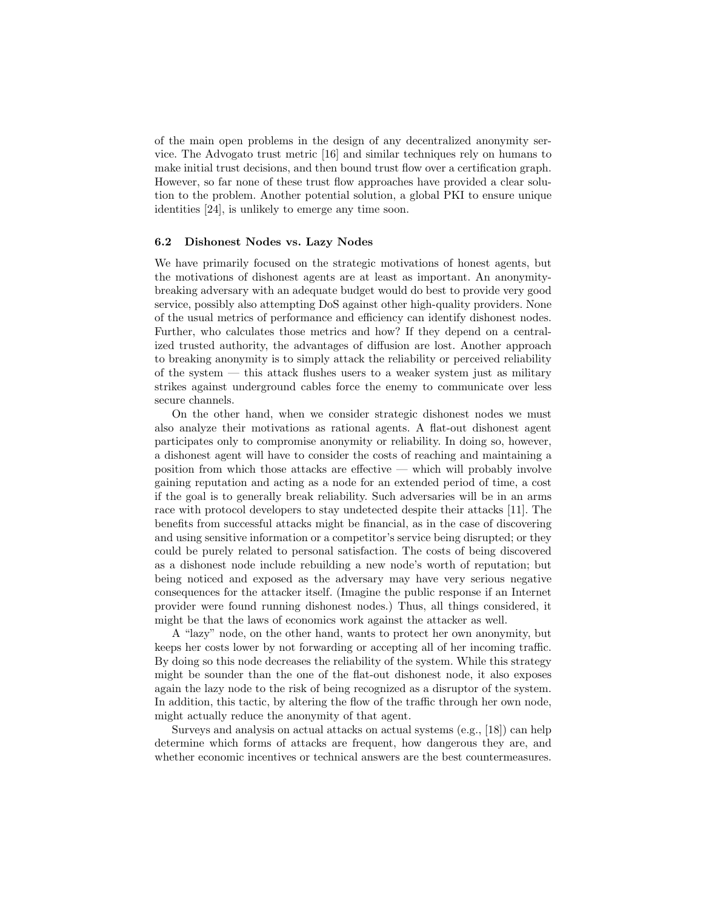of the main open problems in the design of any decentralized anonymity service. The Advogato trust metric [16] and similar techniques rely on humans to make initial trust decisions, and then bound trust flow over a certification graph. However, so far none of these trust flow approaches have provided a clear solution to the problem. Another potential solution, a global PKI to ensure unique identities [24], is unlikely to emerge any time soon.

### 6.2 Dishonest Nodes vs. Lazy Nodes

We have primarily focused on the strategic motivations of honest agents, but the motivations of dishonest agents are at least as important. An anonymity-breaking adversary with an adequate budget would do best to provide very good service, possibly also attempting DoS against other high-quality providers. None of the usual metrics of performance and efficiency can identify dishonest nodes. Further, who calculates those metrics and how? If they depend on a centralized trusted authority, the advantages of diffusion are lost. Another approach to breaking anonymity is to simply attack the reliability or perceived reliability of the system — this attack flushes users to a weaker system just as military strikes against underground cables force the enemy to communicate over less secure channels.

On the other hand, when we consider strategic dishonest nodes we must also analyze their motivations as rational agents. A flat-out dishonest agent participates only to compromise anonymity or reliability. In doing so, however, a dishonest agent will have to consider the costs of reaching and maintaining a position from which those attacks are effective — which will probably involve gaining reputation and acting as a node for an extended period of time, a cost if the goal is to generally break reliability. Such adversaries will be in an arms race with protocol developers to stay undetected despite their attacks [11]. The benefits from successful attacks might be financial, as in the case of discovering and using sensitive information or a competitor's service being disrupted; or they could be purely related to personal satisfaction. The costs of being discovered as a dishonest node include rebuilding a new node's worth of reputation; but being noticed and exposed as the adversary may have very serious negative consequences for the attacker itself. (Imagine the public response if an Internet provider were found running dishonest nodes.) Thus, all things considered, it might be that the laws of economics work against the attacker as well.

A "lazy" node, on the other hand, wants to protect her own anonymity, but keeps her costs lower by not forwarding or accepting all of her incoming traffic. By doing so this node decreases the reliability of the system. While this strategy might be sounder than the one of the flat-out dishonest node, it also exposes again the lazy node to the risk of being recognized as a disruptor of the system. In addition, this tactic, by altering the flow of the traffic through her own node, might actually reduce the anonymity of that agent.

Surveys and analysis on actual attacks on actual systems (e.g., [18]) can help determine which forms of attacks are frequent, how dangerous they are, and whether economic incentives or technical answers are the best countermeasures.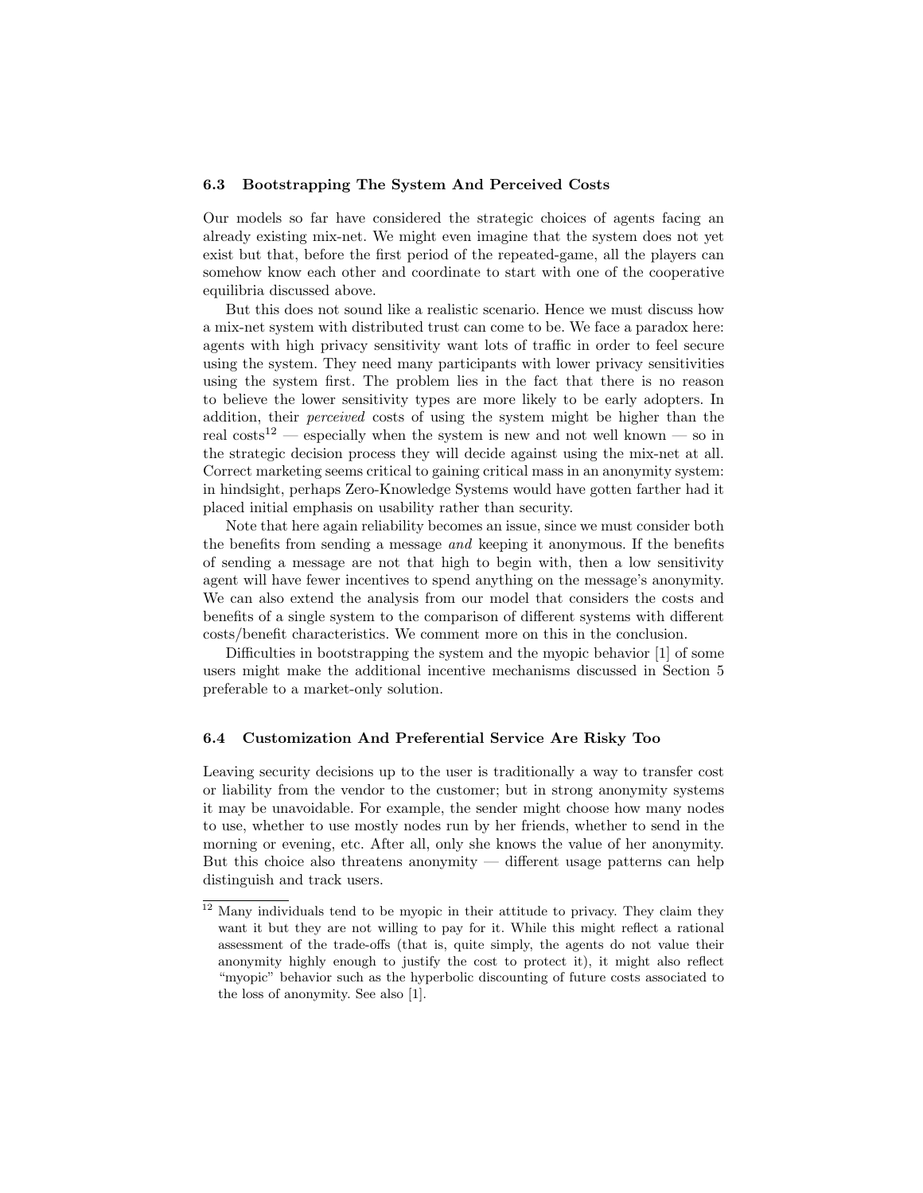### 6.3 Bootstrapping The System And Perceived Costs

Our models so far have considered the strategic choices of agents facing an already existing mix-net. We might even imagine that the system does not yet exist but that, before the first period of the repeated-game, all the players can somehow know each other and coordinate to start with one of the cooperative equilibria discussed above.

But this does not sound like a realistic scenario. Hence we must discuss how a mix-net system with distributed trust can come to be. We face a paradox here: agents with high privacy sensitivity want lots of traffic in order to feel secure using the system. They need many participants with lower privacy sensitivities using the system first. The problem lies in the fact that there is no reason to believe the lower sensitivity types are more likely to be early adopters. In addition, their *perceived* costs of using the system might be higher than the real costs[12] — especially when the system is new and not well known — so in the strategic decision process they will decide against using the mix-net at all. Correct marketing seems critical to gaining critical mass in an anonymity system: in hindsight, perhaps Zero-Knowledge Systems would have gotten farther had it placed initial emphasis on usability rather than security.

Note that here again reliability becomes an issue, since we must consider both the benefits from sending a message *and* keeping it anonymous. If the benefits of sending a message are not that high to begin with, then a low sensitivity agent will have fewer incentives to spend anything on the message's anonymity. We can also extend the analysis from our model that considers the costs and benefits of a single system to the comparison of different systems with different costs/benefit characteristics. We comment more on this in the conclusion.

Difficulties in bootstrapping the system and the myopic behavior [1] of some users might make the additional incentive mechanisms discussed in Section 5 preferable to a market-only solution.

### 6.4 Customization And Preferential Service Are Risky Too

Leaving security decisions up to the user is traditionally a way to transfer cost or liability from the vendor to the customer; but in strong anonymity systems it may be unavoidable. For example, the sender might choose how many nodes to use, whether to use mostly nodes run by her friends, whether to send in the morning or evening, etc. After all, only she knows the value of her anonymity. But this choice also threatens anonymity — different usage patterns can help distinguish and track users.

[12] Many individuals tend to be myopic in their attitude to privacy. They claim they want it but they are not willing to pay for it. While this might reflect a rational assessment of the trade-offs (that is, quite simply, the agents do not value their anonymity highly enough to justify the cost to protect it), it might also reflect "myopic" behavior such as the hyperbolic discounting of future costs associated to the loss of anonymity. See also [1].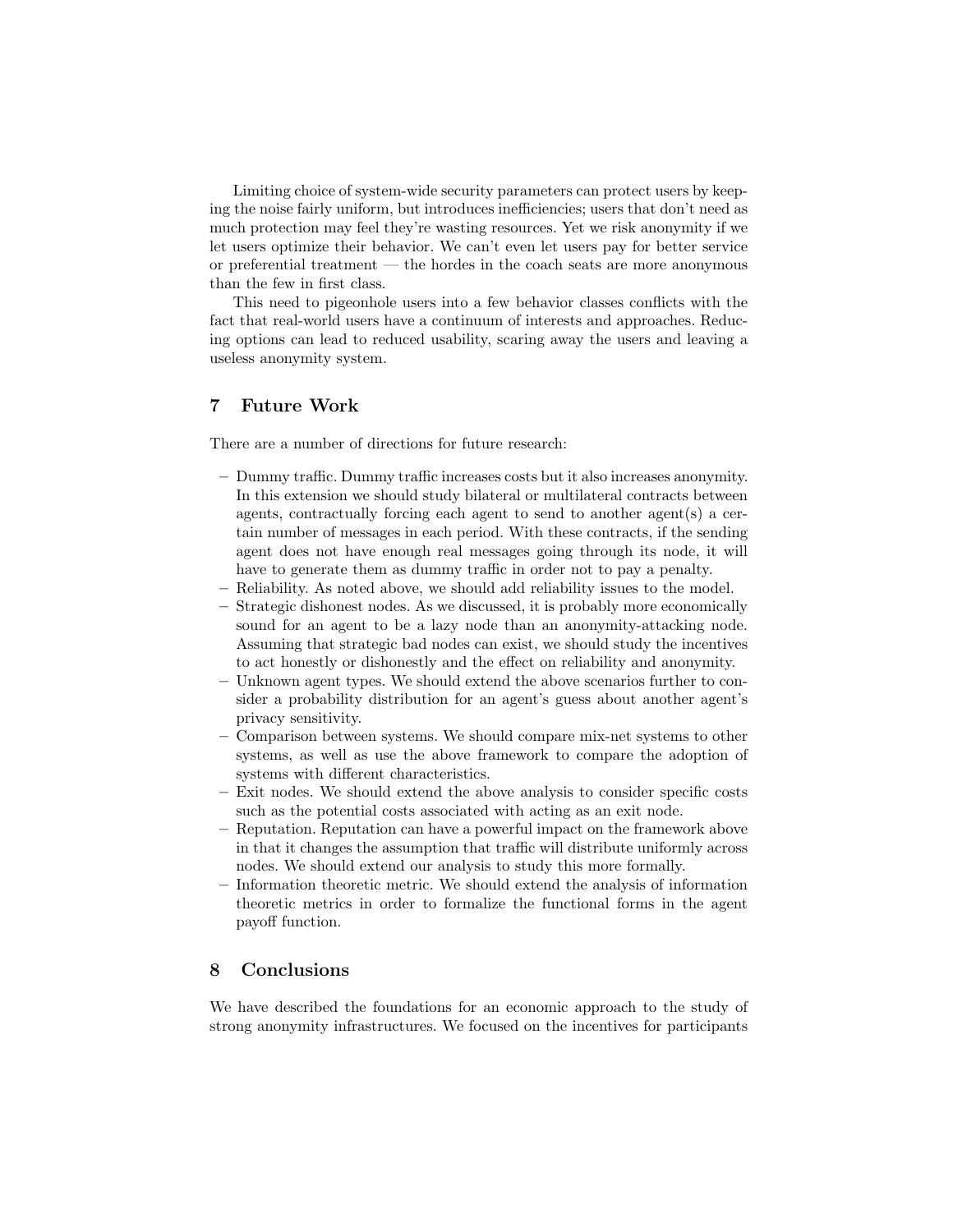Limiting choice of system-wide security parameters can protect users by keeping the noise fairly uniform, but introduces inefficiencies; users that don't need as much protection may feel they're wasting resources. Yet we risk anonymity if we let users optimize their behavior. We can't even let users pay for better service or preferential treatment — the hordes in the coach seats are more anonymous than the few in first class.

This need to pigeonhole users into a few behavior classes conflicts with the fact that real-world users have a continuum of interests and approaches. Reducing options can lead to reduced usability, scaring away the users and leaving a useless anonymity system.

## 7 Future Work

There are a number of directions for future research:

- Dummy traffic. Dummy traffic increases costs but it also increases anonymity. In this extension we should study bilateral or multilateral contracts between agents, contractually forcing each agent to send to another agent(s) a certain number of messages in each period. With these contracts, if the sending agent does not have enough real messages going through its node, it will have to generate them as dummy traffic in order not to pay a penalty.
- Reliability. As noted above, we should add reliability issues to the model.
- Strategic dishonest nodes. As we discussed, it is probably more economically sound for an agent to be a lazy node than an anonymity-attacking node. Assuming that strategic bad nodes can exist, we should study the incentives to act honestly or dishonestly and the effect on reliability and anonymity.
- Unknown agent types. We should extend the above scenarios further to consider a probability distribution for an agent's guess about another agent's privacy sensitivity.
- Comparison between systems. We should compare mix-net systems to other systems, as well as use the above framework to compare the adoption of systems with different characteristics.
- Exit nodes. We should extend the above analysis to consider specific costs such as the potential costs associated with acting as an exit node.
- Reputation. Reputation can have a powerful impact on the framework above in that it changes the assumption that traffic will distribute uniformly across nodes. We should extend our analysis to study this more formally.
- Information theoretic metric. We should extend the analysis of information theoretic metrics in order to formalize the functional forms in the agent payoff function.

## 8 Conclusions

We have described the foundations for an economic approach to the study of strong anonymity infrastructures. We focused on the incentives for participants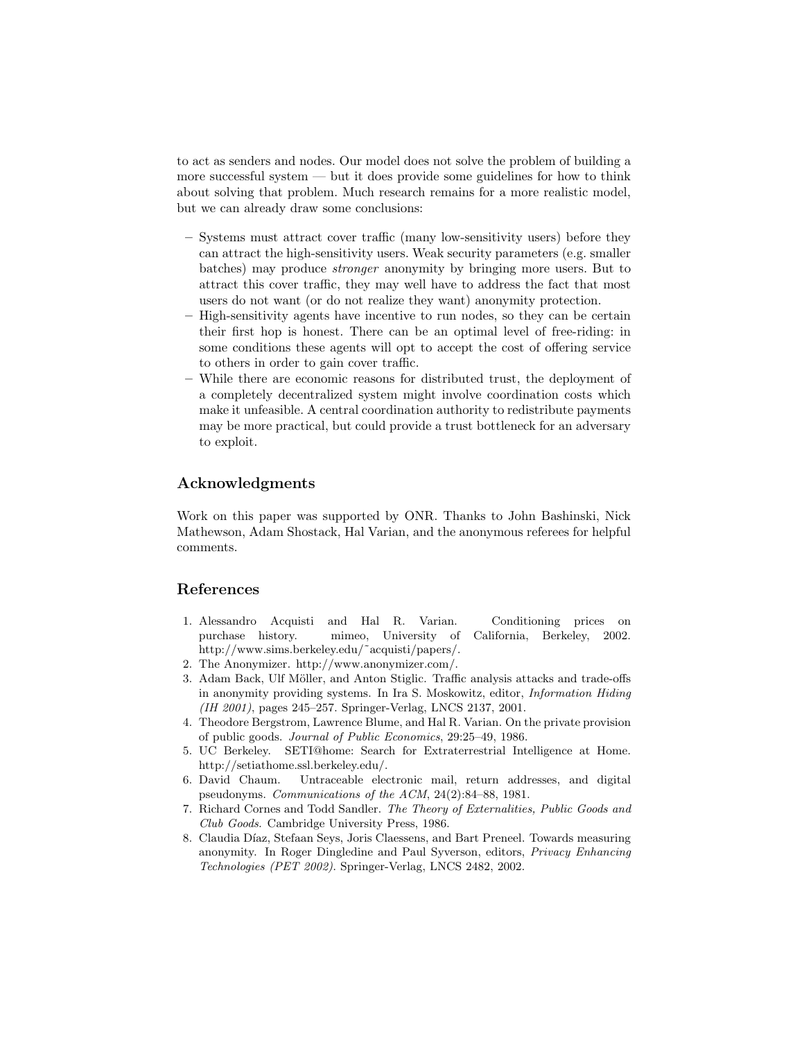to act as senders and nodes. Our model does not solve the problem of building a more successful system — but it does provide some guidelines for how to think about solving that problem. Much research remains for a more realistic model, but we can already draw some conclusions:

- Systems must attract cover traffic (many low-sensitivity users) before they can attract the high-sensitivity users. Weak security parameters (e.g. smaller batches) may produce *stronger* anonymity by bringing more users. But to attract this cover traffic, they may well have to address the fact that most users do not want (or do not realize they want) anonymity protection.
- High-sensitivity agents have incentive to run nodes, so they can be certain their first hop is honest. There can be an optimal level of free-riding: in some conditions these agents will opt to accept the cost of offering service to others in order to gain cover traffic.
- While there are economic reasons for distributed trust, the deployment of a completely decentralized system might involve coordination costs which make it unfeasible. A central coordination authority to redistribute payments may be more practical, but could provide a trust bottleneck for an adversary to exploit.

## Acknowledgments

Work on this paper was supported by ONR. Thanks to John Bashinski, Nick Mathewson, Adam Shostack, Hal Varian, and the anonymous referees for helpful comments.

## References

1. Alessandro Acquisti and Hal R. Varian. Conditioning prices on purchase history. mimeo, University of California, Berkeley, 2002. http://www.sims.berkeley.edu/~acquisti/papers/.
2. The Anonymizer. http://www.anonymizer.com/.
3. Adam Back, Ulf Möller, and Anton Stiglic. Traffic analysis attacks and trade-offs in anonymity providing systems. In Ira S. Moskowitz, editor, *Information Hiding (IH 2001)*, pages 245–257. Springer-Verlag, LNCS 2137, 2001.
4. Theodore Bergstrom, Lawrence Blume, and Hal R. Varian. On the private provision of public goods. *Journal of Public Economics*, 29:25–49, 1986.
5. UC Berkeley. SETI@home: Search for Extraterrestrial Intelligence at Home. http://setiathome.ssl.berkeley.edu/.
6. David Chaum. Untraceable electronic mail, return addresses, and digital pseudonyms. *Communications of the ACM*, 24(2):84–88, 1981.
7. Richard Cornes and Todd Sandler. *The Theory of Externalities, Public Goods and Club Goods*. Cambridge University Press, 1986.
8. Claudia Díaz, Stefaan Seys, Joris Claessens, and Bart Preneel. Towards measuring anonymity. In Roger Dingledine and Paul Syverson, editors, *Privacy Enhancing Technologies (PET 2002)*. Springer-Verlag, LNCS 2482, 2002.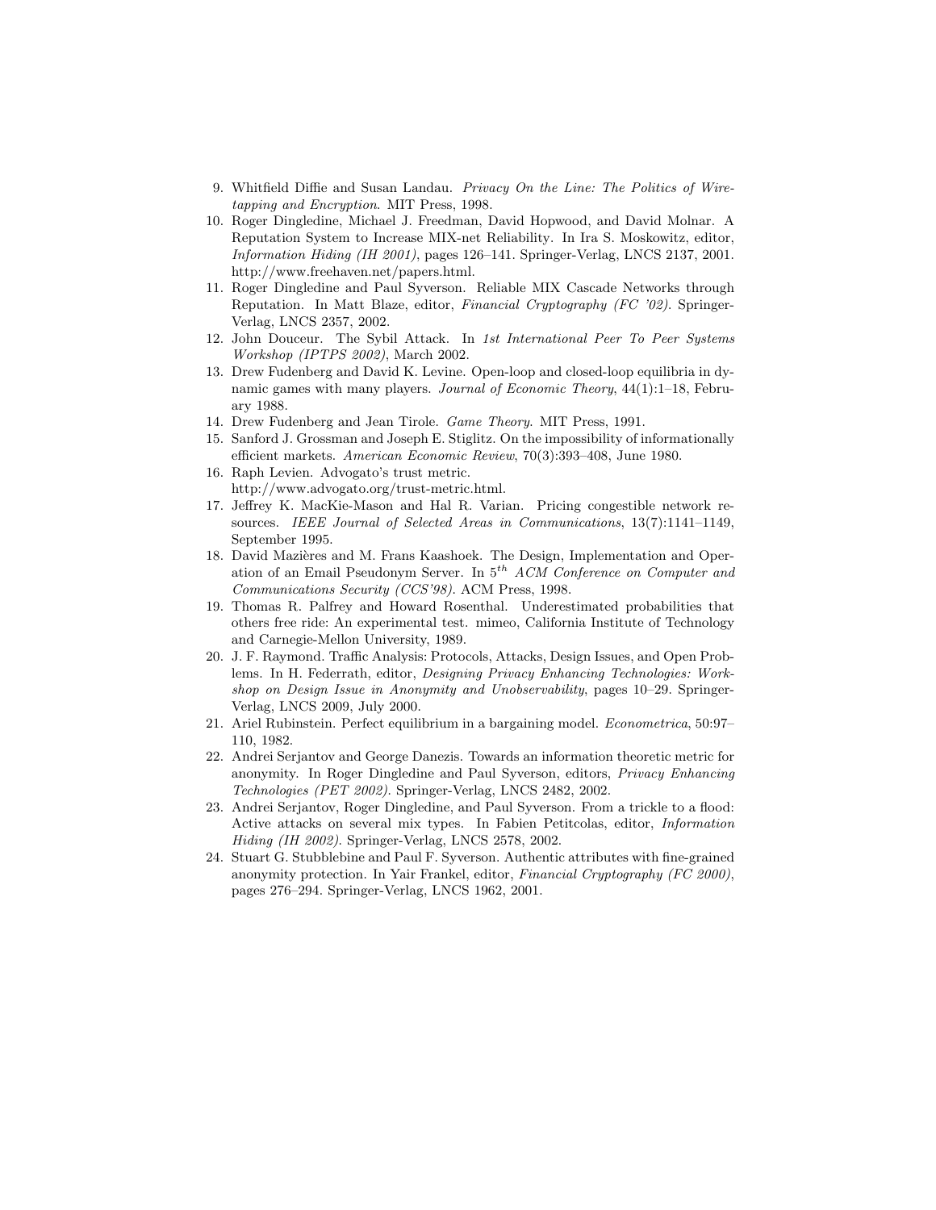9. Whitfield Diffie and Susan Landau. *Privacy On the Line: The Politics of Wiretapping and Encryption*. MIT Press, 1998.
10. Roger Dingledine, Michael J. Freedman, David Hopwood, and David Molnar. A Reputation System to Increase MIX-net Reliability. In Ira S. Moskowitz, editor, *Information Hiding (IH 2001)*, pages 126–141. Springer-Verlag, LNCS 2137, 2001. http://www.freehaven.net/papers.html.
11. Roger Dingledine and Paul Syverson. Reliable MIX Cascade Networks through Reputation. In Matt Blaze, editor, *Financial Cryptography (FC '02)*. Springer-Verlag, LNCS 2357, 2002.
12. John Douceur. The Sybil Attack. In *1st International Peer To Peer Systems Workshop (IPTPS 2002)*, March 2002.
13. Drew Fudenberg and David K. Levine. Open-loop and closed-loop equilibria in dynamic games with many players. *Journal of Economic Theory*, 44(1):1–18, February 1988.
14. Drew Fudenberg and Jean Tirole. *Game Theory*. MIT Press, 1991.
15. Sanford J. Grossman and Joseph E. Stiglitz. On the impossibility of informationally efficient markets. *American Economic Review*, 70(3):393–408, June 1980.
16. Raph Levien. Advogato's trust metric. http://www.advogato.org/trust-metric.html.
17. Jeffrey K. MacKie-Mason and Hal R. Varian. Pricing congestible network resources. *IEEE Journal of Selected Areas in Communications*, 13(7):1141–1149, September 1995.
18. David Mazières and M. Frans Kaashoek. The Design, Implementation and Operation of an Email Pseudonym Server. In $5^{th}$ *ACM Conference on Computer and Communications Security (CCS'98)*. ACM Press, 1998.
19. Thomas R. Palfrey and Howard Rosenthal. Underestimated probabilities that others free ride: An experimental test. mimeo, California Institute of Technology and Carnegie-Mellon University, 1989.
20. J. F. Raymond. Traffic Analysis: Protocols, Attacks, Design Issues, and Open Problems. In H. Federrath, editor, *Designing Privacy Enhancing Technologies: Workshop on Design Issue in Anonymity and Unobservability*, pages 10–29. Springer-Verlag, LNCS 2009, July 2000.
21. Ariel Rubinstein. Perfect equilibrium in a bargaining model. *Econometrica*, 50:97–110, 1982.
22. Andrei Serjantov and George Danezis. Towards an information theoretic metric for anonymity. In Roger Dingledine and Paul Syverson, editors, *Privacy Enhancing Technologies (PET 2002)*. Springer-Verlag, LNCS 2482, 2002.
23. Andrei Serjantov, Roger Dingledine, and Paul Syverson. From a trickle to a flood: Active attacks on several mix types. In Fabien Petitcolas, editor, *Information Hiding (IH 2002)*. Springer-Verlag, LNCS 2578, 2002.
24. Stuart G. Stubblebine and Paul F. Syverson. Authentic attributes with fine-grained anonymity protection. In Yair Frankel, editor, *Financial Cryptography (FC 2000)*, pages 276–294. Springer-Verlag, LNCS 1962, 2001.